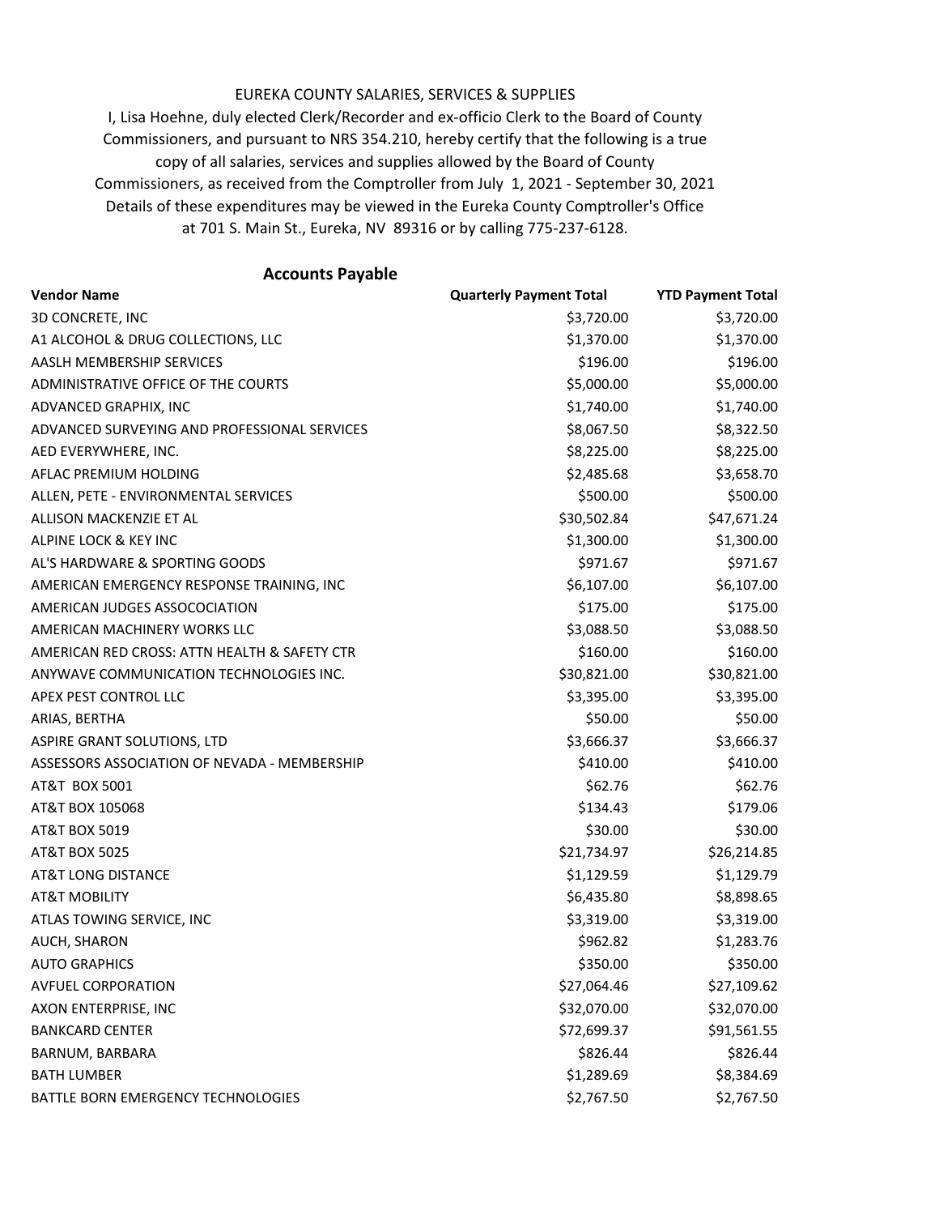EUREKA COUNTY SALARIES, SERVICES & SUPPLIES

I, Lisa Hoehne, duly elected Clerk/Recorder and ex-officio Clerk to the Board of County Commissioners, and pursuant to NRS 354.210, hereby certify that the following is a true copy of all salaries, services and supplies allowed by the Board of County Commissioners, as received from the Comptroller from July 1, 2021 - September 30, 2021 Details of these expenditures may be viewed in the Eureka County Comptroller's Office at 701 S. Main St., Eureka, NV 89316 or by calling 775-237-6128.

## Accounts Payable

| Vendor Name | Quarterly Payment Total | YTD Payment Total |
|---|---|---|
| 3D CONCRETE, INC | $3,720.00 | $3,720.00 |
| A1 ALCOHOL & DRUG COLLECTIONS, LLC | $1,370.00 | $1,370.00 |
| AASLH MEMBERSHIP SERVICES | $196.00 | $196.00 |
| ADMINISTRATIVE OFFICE OF THE COURTS | $5,000.00 | $5,000.00 |
| ADVANCED GRAPHIX, INC | $1,740.00 | $1,740.00 |
| ADVANCED SURVEYING AND PROFESSIONAL SERVICES | $8,067.50 | $8,322.50 |
| AED EVERYWHERE, INC. | $8,225.00 | $8,225.00 |
| AFLAC PREMIUM HOLDING | $2,485.68 | $3,658.70 |
| ALLEN, PETE - ENVIRONMENTAL SERVICES | $500.00 | $500.00 |
| ALLISON MACKENZIE ET AL | $30,502.84 | $47,671.24 |
| ALPINE LOCK & KEY INC | $1,300.00 | $1,300.00 |
| AL'S HARDWARE & SPORTING GOODS | $971.67 | $971.67 |
| AMERICAN EMERGENCY RESPONSE TRAINING, INC | $6,107.00 | $6,107.00 |
| AMERICAN JUDGES ASSOCOCIATION | $175.00 | $175.00 |
| AMERICAN MACHINERY WORKS LLC | $3,088.50 | $3,088.50 |
| AMERICAN RED CROSS: ATTN HEALTH & SAFETY CTR | $160.00 | $160.00 |
| ANYWAVE COMMUNICATION TECHNOLOGIES INC. | $30,821.00 | $30,821.00 |
| APEX PEST CONTROL LLC | $3,395.00 | $3,395.00 |
| ARIAS, BERTHA | $50.00 | $50.00 |
| ASPIRE GRANT SOLUTIONS, LTD | $3,666.37 | $3,666.37 |
| ASSESSORS ASSOCIATION OF NEVADA - MEMBERSHIP | $410.00 | $410.00 |
| AT&T BOX 5001 | $62.76 | $62.76 |
| AT&T BOX 105068 | $134.43 | $179.06 |
| AT&T BOX 5019 | $30.00 | $30.00 |
| AT&T BOX 5025 | $21,734.97 | $26,214.85 |
| AT&T LONG DISTANCE | $1,129.59 | $1,129.79 |
| AT&T MOBILITY | $6,435.80 | $8,898.65 |
| ATLAS TOWING SERVICE, INC | $3,319.00 | $3,319.00 |
| AUCH, SHARON | $962.82 | $1,283.76 |
| AUTO GRAPHICS | $350.00 | $350.00 |
| AVFUEL CORPORATION | $27,064.46 | $27,109.62 |
| AXON ENTERPRISE, INC | $32,070.00 | $32,070.00 |
| BANKCARD CENTER | $72,699.37 | $91,561.55 |
| BARNUM, BARBARA | $826.44 | $826.44 |
| BATH LUMBER | $1,289.69 | $8,384.69 |
| BATTLE BORN EMERGENCY TECHNOLOGIES | $2,767.50 | $2,767.50 |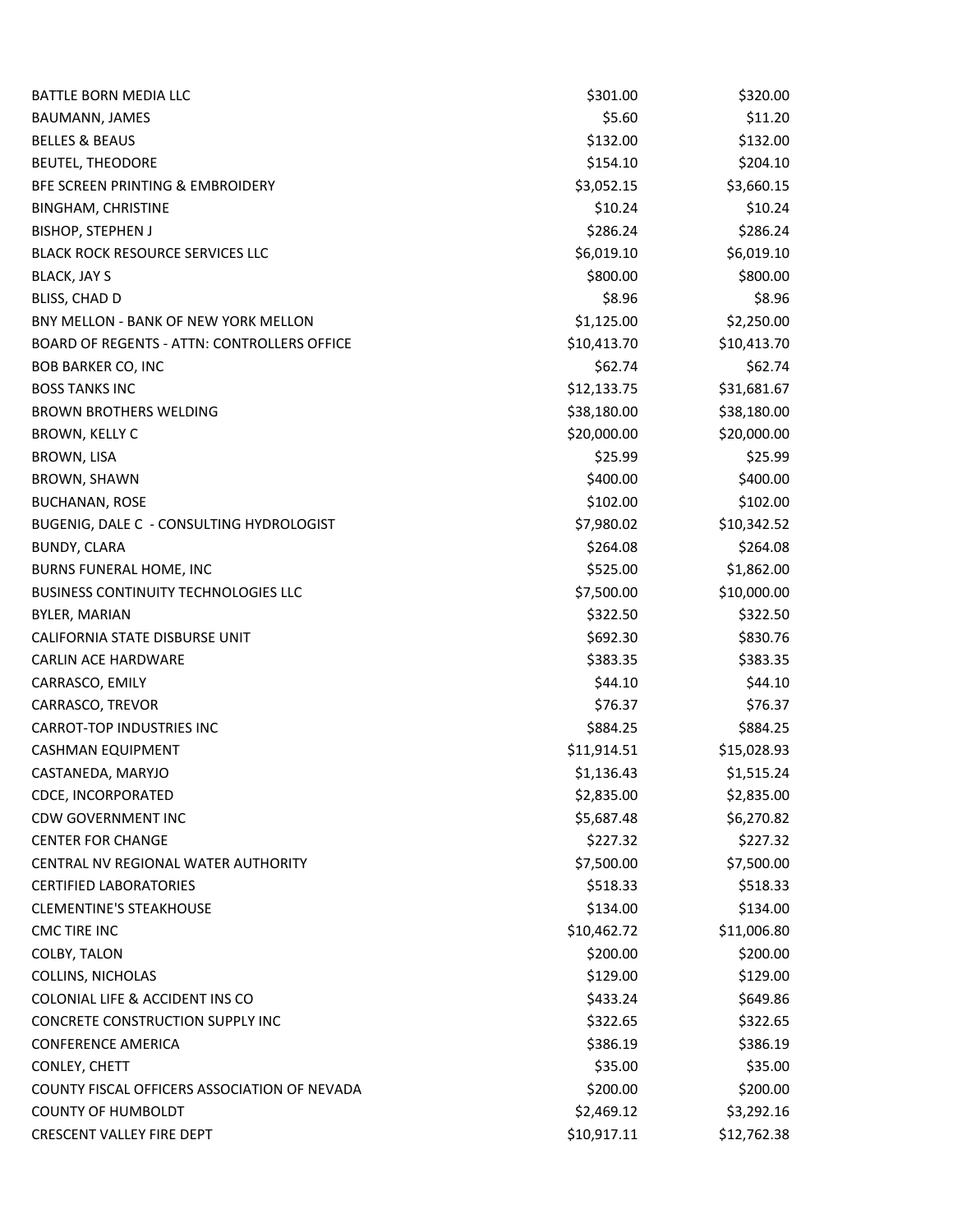| | | |
|---|---|---|
| BATTLE BORN MEDIA LLC | $301.00 | $320.00 |
| BAUMANN, JAMES | $5.60 | $11.20 |
| BELLES & BEAUS | $132.00 | $132.00 |
| BEUTEL, THEODORE | $154.10 | $204.10 |
| BFE SCREEN PRINTING & EMBROIDERY | $3,052.15 | $3,660.15 |
| BINGHAM, CHRISTINE | $10.24 | $10.24 |
| BISHOP, STEPHEN J | $286.24 | $286.24 |
| BLACK ROCK RESOURCE SERVICES LLC | $6,019.10 | $6,019.10 |
| BLACK, JAY S | $800.00 | $800.00 |
| BLISS, CHAD D | $8.96 | $8.96 |
| BNY MELLON - BANK OF NEW YORK MELLON | $1,125.00 | $2,250.00 |
| BOARD OF REGENTS - ATTN: CONTROLLERS OFFICE | $10,413.70 | $10,413.70 |
| BOB BARKER CO, INC | $62.74 | $62.74 |
| BOSS TANKS INC | $12,133.75 | $31,681.67 |
| BROWN BROTHERS WELDING | $38,180.00 | $38,180.00 |
| BROWN, KELLY C | $20,000.00 | $20,000.00 |
| BROWN, LISA | $25.99 | $25.99 |
| BROWN, SHAWN | $400.00 | $400.00 |
| BUCHANAN, ROSE | $102.00 | $102.00 |
| BUGENIG, DALE C - CONSULTING HYDROLOGIST | $7,980.02 | $10,342.52 |
| BUNDY, CLARA | $264.08 | $264.08 |
| BURNS FUNERAL HOME, INC | $525.00 | $1,862.00 |
| BUSINESS CONTINUITY TECHNOLOGIES LLC | $7,500.00 | $10,000.00 |
| BYLER, MARIAN | $322.50 | $322.50 |
| CALIFORNIA STATE DISBURSE UNIT | $692.30 | $830.76 |
| CARLIN ACE HARDWARE | $383.35 | $383.35 |
| CARRASCO, EMILY | $44.10 | $44.10 |
| CARRASCO, TREVOR | $76.37 | $76.37 |
| CARROT-TOP INDUSTRIES INC | $884.25 | $884.25 |
| CASHMAN EQUIPMENT | $11,914.51 | $15,028.93 |
| CASTANEDA, MARYJO | $1,136.43 | $1,515.24 |
| CDCE, INCORPORATED | $2,835.00 | $2,835.00 |
| CDW GOVERNMENT INC | $5,687.48 | $6,270.82 |
| CENTER FOR CHANGE | $227.32 | $227.32 |
| CENTRAL NV REGIONAL WATER AUTHORITY | $7,500.00 | $7,500.00 |
| CERTIFIED LABORATORIES | $518.33 | $518.33 |
| CLEMENTINE'S STEAKHOUSE | $134.00 | $134.00 |
| CMC TIRE INC | $10,462.72 | $11,006.80 |
| COLBY, TALON | $200.00 | $200.00 |
| COLLINS, NICHOLAS | $129.00 | $129.00 |
| COLONIAL LIFE & ACCIDENT INS CO | $433.24 | $649.86 |
| CONCRETE CONSTRUCTION SUPPLY INC | $322.65 | $322.65 |
| CONFERENCE AMERICA | $386.19 | $386.19 |
| CONLEY, CHETT | $35.00 | $35.00 |
| COUNTY FISCAL OFFICERS ASSOCIATION OF NEVADA | $200.00 | $200.00 |
| COUNTY OF HUMBOLDT | $2,469.12 | $3,292.16 |
| CRESCENT VALLEY FIRE DEPT | $10,917.11 | $12,762.38 |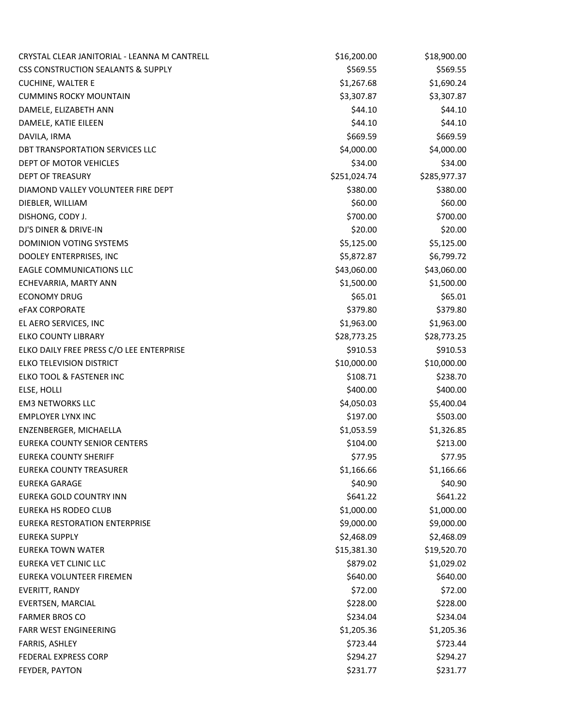| | | |
|---|---|---|
| CRYSTAL CLEAR JANITORIAL - LEANNA M CANTRELL | $16,200.00 | $18,900.00 |
| CSS CONSTRUCTION SEALANTS & SUPPLY | $569.55 | $569.55 |
| CUCHINE, WALTER E | $1,267.68 | $1,690.24 |
| CUMMINS ROCKY MOUNTAIN | $3,307.87 | $3,307.87 |
| DAMELE, ELIZABETH ANN | $44.10 | $44.10 |
| DAMELE, KATIE EILEEN | $44.10 | $44.10 |
| DAVILA, IRMA | $669.59 | $669.59 |
| DBT TRANSPORTATION SERVICES LLC | $4,000.00 | $4,000.00 |
| DEPT OF MOTOR VEHICLES | $34.00 | $34.00 |
| DEPT OF TREASURY | $251,024.74 | $285,977.37 |
| DIAMOND VALLEY VOLUNTEER FIRE DEPT | $380.00 | $380.00 |
| DIEBLER, WILLIAM | $60.00 | $60.00 |
| DISHONG, CODY J. | $700.00 | $700.00 |
| DJ'S DINER & DRIVE-IN | $20.00 | $20.00 |
| DOMINION VOTING SYSTEMS | $5,125.00 | $5,125.00 |
| DOOLEY ENTERPRISES, INC | $5,872.87 | $6,799.72 |
| EAGLE COMMUNICATIONS LLC | $43,060.00 | $43,060.00 |
| ECHEVARRIA, MARTY ANN | $1,500.00 | $1,500.00 |
| ECONOMY DRUG | $65.01 | $65.01 |
| eFAX CORPORATE | $379.80 | $379.80 |
| EL AERO SERVICES, INC | $1,963.00 | $1,963.00 |
| ELKO COUNTY LIBRARY | $28,773.25 | $28,773.25 |
| ELKO DAILY FREE PRESS C/O LEE ENTERPRISE | $910.53 | $910.53 |
| ELKO TELEVISION DISTRICT | $10,000.00 | $10,000.00 |
| ELKO TOOL & FASTENER INC | $108.71 | $238.70 |
| ELSE, HOLLI | $400.00 | $400.00 |
| EM3 NETWORKS LLC | $4,050.03 | $5,400.04 |
| EMPLOYER LYNX INC | $197.00 | $503.00 |
| ENZENBERGER, MICHAELLA | $1,053.59 | $1,326.85 |
| EUREKA COUNTY SENIOR CENTERS | $104.00 | $213.00 |
| EUREKA COUNTY SHERIFF | $77.95 | $77.95 |
| EUREKA COUNTY TREASURER | $1,166.66 | $1,166.66 |
| EUREKA GARAGE | $40.90 | $40.90 |
| EUREKA GOLD COUNTRY INN | $641.22 | $641.22 |
| EUREKA HS RODEO CLUB | $1,000.00 | $1,000.00 |
| EUREKA RESTORATION ENTERPRISE | $9,000.00 | $9,000.00 |
| EUREKA SUPPLY | $2,468.09 | $2,468.09 |
| EUREKA TOWN WATER | $15,381.30 | $19,520.70 |
| EUREKA VET CLINIC LLC | $879.02 | $1,029.02 |
| EUREKA VOLUNTEER FIREMEN | $640.00 | $640.00 |
| EVERITT, RANDY | $72.00 | $72.00 |
| EVERTSEN, MARCIAL | $228.00 | $228.00 |
| FARMER BROS CO | $234.04 | $234.04 |
| FARR WEST ENGINEERING | $1,205.36 | $1,205.36 |
| FARRIS, ASHLEY | $723.44 | $723.44 |
| FEDERAL EXPRESS CORP | $294.27 | $294.27 |
| FEYDER, PAYTON | $231.77 | $231.77 |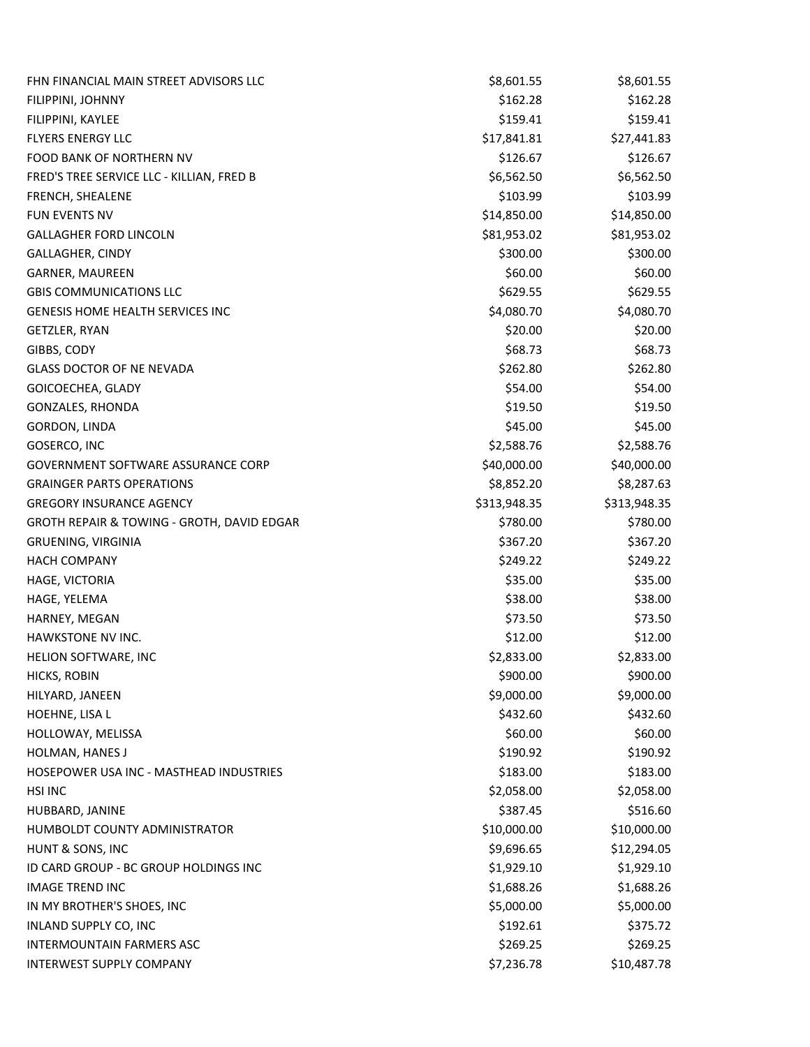| | | |
|---|---|---|
| FHN FINANCIAL MAIN STREET ADVISORS LLC | $8,601.55 | $8,601.55 |
| FILIPPINI, JOHNNY | $162.28 | $162.28 |
| FILIPPINI, KAYLEE | $159.41 | $159.41 |
| FLYERS ENERGY LLC | $17,841.81 | $27,441.83 |
| FOOD BANK OF NORTHERN NV | $126.67 | $126.67 |
| FRED'S TREE SERVICE LLC - KILLIAN, FRED B | $6,562.50 | $6,562.50 |
| FRENCH, SHEALENE | $103.99 | $103.99 |
| FUN EVENTS NV | $14,850.00 | $14,850.00 |
| GALLAGHER FORD LINCOLN | $81,953.02 | $81,953.02 |
| GALLAGHER, CINDY | $300.00 | $300.00 |
| GARNER, MAUREEN | $60.00 | $60.00 |
| GBIS COMMUNICATIONS LLC | $629.55 | $629.55 |
| GENESIS HOME HEALTH SERVICES INC | $4,080.70 | $4,080.70 |
| GETZLER, RYAN | $20.00 | $20.00 |
| GIBBS, CODY | $68.73 | $68.73 |
| GLASS DOCTOR OF NE NEVADA | $262.80 | $262.80 |
| GOICOECHEA, GLADY | $54.00 | $54.00 |
| GONZALES, RHONDA | $19.50 | $19.50 |
| GORDON, LINDA | $45.00 | $45.00 |
| GOSERCO, INC | $2,588.76 | $2,588.76 |
| GOVERNMENT SOFTWARE ASSURANCE CORP | $40,000.00 | $40,000.00 |
| GRAINGER PARTS OPERATIONS | $8,852.20 | $8,287.63 |
| GREGORY INSURANCE AGENCY | $313,948.35 | $313,948.35 |
| GROTH REPAIR & TOWING - GROTH, DAVID EDGAR | $780.00 | $780.00 |
| GRUENING, VIRGINIA | $367.20 | $367.20 |
| HACH COMPANY | $249.22 | $249.22 |
| HAGE, VICTORIA | $35.00 | $35.00 |
| HAGE, YELEMA | $38.00 | $38.00 |
| HARNEY, MEGAN | $73.50 | $73.50 |
| HAWKSTONE NV INC. | $12.00 | $12.00 |
| HELION SOFTWARE, INC | $2,833.00 | $2,833.00 |
| HICKS, ROBIN | $900.00 | $900.00 |
| HILYARD, JANEEN | $9,000.00 | $9,000.00 |
| HOEHNE, LISA L | $432.60 | $432.60 |
| HOLLOWAY, MELISSA | $60.00 | $60.00 |
| HOLMAN, HANES J | $190.92 | $190.92 |
| HOSEPOWER USA INC - MASTHEAD INDUSTRIES | $183.00 | $183.00 |
| HSI INC | $2,058.00 | $2,058.00 |
| HUBBARD, JANINE | $387.45 | $516.60 |
| HUMBOLDT COUNTY ADMINISTRATOR | $10,000.00 | $10,000.00 |
| HUNT & SONS, INC | $9,696.65 | $12,294.05 |
| ID CARD GROUP - BC GROUP HOLDINGS INC | $1,929.10 | $1,929.10 |
| IMAGE TREND INC | $1,688.26 | $1,688.26 |
| IN MY BROTHER'S SHOES, INC | $5,000.00 | $5,000.00 |
| INLAND SUPPLY CO, INC | $192.61 | $375.72 |
| INTERMOUNTAIN FARMERS ASC | $269.25 | $269.25 |
| INTERWEST SUPPLY COMPANY | $7,236.78 | $10,487.78 |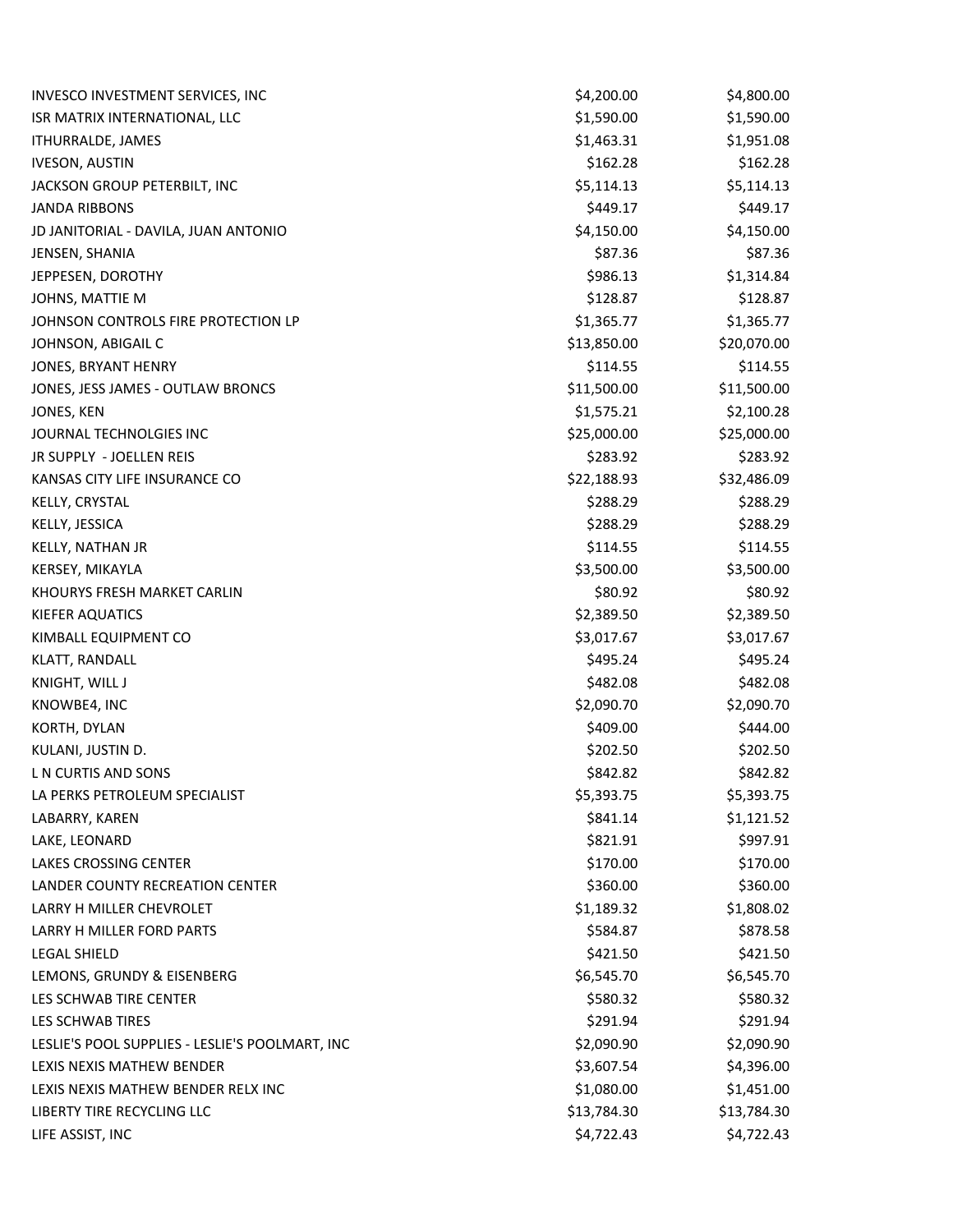| | | |
|---|---|---|
| INVESCO INVESTMENT SERVICES, INC | $4,200.00 | $4,800.00 |
| ISR MATRIX INTERNATIONAL, LLC | $1,590.00 | $1,590.00 |
| ITHURRALDE, JAMES | $1,463.31 | $1,951.08 |
| IVESON, AUSTIN | $162.28 | $162.28 |
| JACKSON GROUP PETERBILT, INC | $5,114.13 | $5,114.13 |
| JANDA RIBBONS | $449.17 | $449.17 |
| JD JANITORIAL - DAVILA, JUAN ANTONIO | $4,150.00 | $4,150.00 |
| JENSEN, SHANIA | $87.36 | $87.36 |
| JEPPESEN, DOROTHY | $986.13 | $1,314.84 |
| JOHNS, MATTIE M | $128.87 | $128.87 |
| JOHNSON CONTROLS FIRE PROTECTION LP | $1,365.77 | $1,365.77 |
| JOHNSON, ABIGAIL C | $13,850.00 | $20,070.00 |
| JONES, BRYANT HENRY | $114.55 | $114.55 |
| JONES, JESS JAMES - OUTLAW BRONCS | $11,500.00 | $11,500.00 |
| JONES, KEN | $1,575.21 | $2,100.28 |
| JOURNAL TECHNOLGIES INC | $25,000.00 | $25,000.00 |
| JR SUPPLY - JOELLEN REIS | $283.92 | $283.92 |
| KANSAS CITY LIFE INSURANCE CO | $22,188.93 | $32,486.09 |
| KELLY, CRYSTAL | $288.29 | $288.29 |
| KELLY, JESSICA | $288.29 | $288.29 |
| KELLY, NATHAN JR | $114.55 | $114.55 |
| KERSEY, MIKAYLA | $3,500.00 | $3,500.00 |
| KHOURYS FRESH MARKET CARLIN | $80.92 | $80.92 |
| KIEFER AQUATICS | $2,389.50 | $2,389.50 |
| KIMBALL EQUIPMENT CO | $3,017.67 | $3,017.67 |
| KLATT, RANDALL | $495.24 | $495.24 |
| KNIGHT, WILL J | $482.08 | $482.08 |
| KNOWBE4, INC | $2,090.70 | $2,090.70 |
| KORTH, DYLAN | $409.00 | $444.00 |
| KULANI, JUSTIN D. | $202.50 | $202.50 |
| L N CURTIS AND SONS | $842.82 | $842.82 |
| LA PERKS PETROLEUM SPECIALIST | $5,393.75 | $5,393.75 |
| LABARRY, KAREN | $841.14 | $1,121.52 |
| LAKE, LEONARD | $821.91 | $997.91 |
| LAKES CROSSING CENTER | $170.00 | $170.00 |
| LANDER COUNTY RECREATION CENTER | $360.00 | $360.00 |
| LARRY H MILLER CHEVROLET | $1,189.32 | $1,808.02 |
| LARRY H MILLER FORD PARTS | $584.87 | $878.58 |
| LEGAL SHIELD | $421.50 | $421.50 |
| LEMONS, GRUNDY & EISENBERG | $6,545.70 | $6,545.70 |
| LES SCHWAB TIRE CENTER | $580.32 | $580.32 |
| LES SCHWAB TIRES | $291.94 | $291.94 |
| LESLIE'S POOL SUPPLIES - LESLIE'S POOLMART, INC | $2,090.90 | $2,090.90 |
| LEXIS NEXIS MATHEW BENDER | $3,607.54 | $4,396.00 |
| LEXIS NEXIS MATHEW BENDER RELX INC | $1,080.00 | $1,451.00 |
| LIBERTY TIRE RECYCLING LLC | $13,784.30 | $13,784.30 |
| LIFE ASSIST, INC | $4,722.43 | $4,722.43 |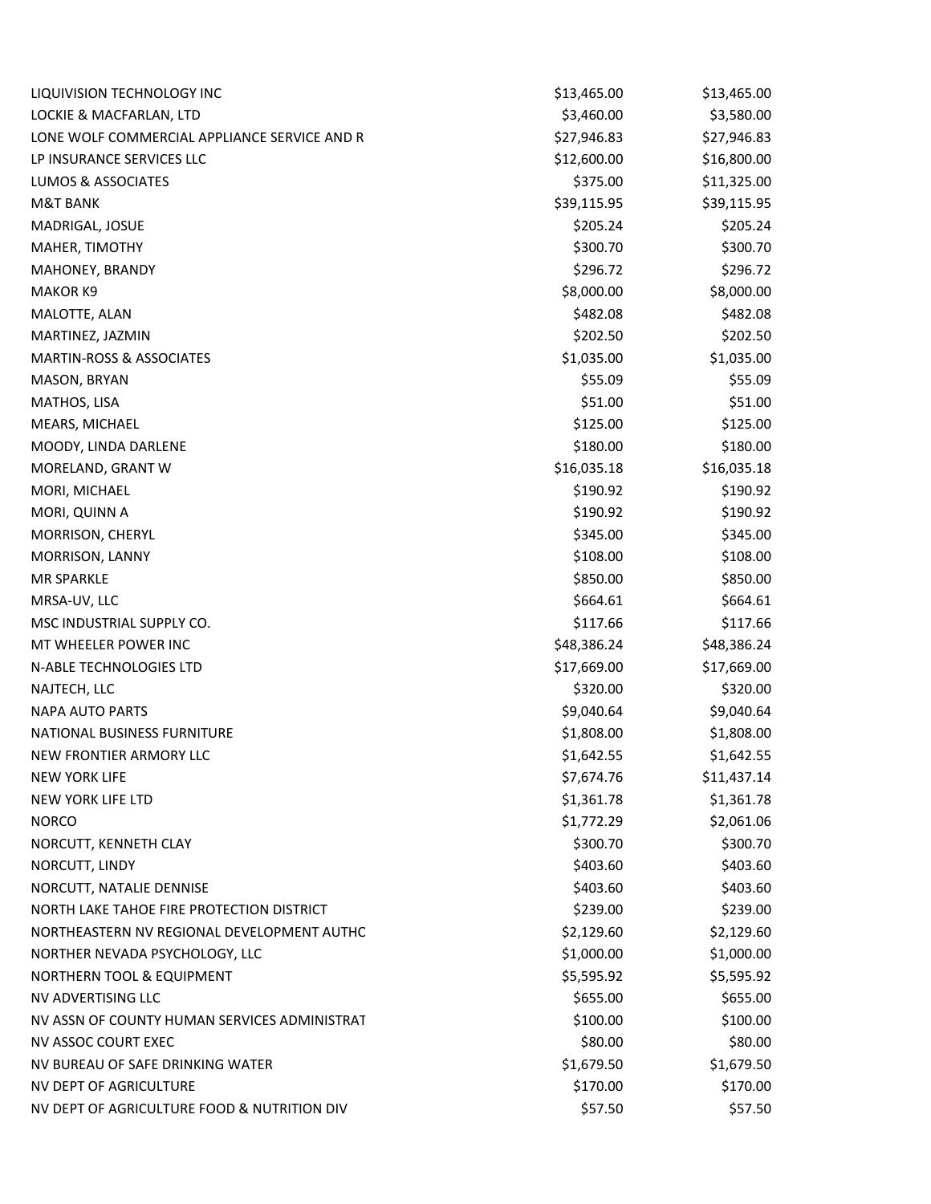| | | |
|---|---|---|
| LIQUIVISION TECHNOLOGY INC | $13,465.00 | $13,465.00 |
| LOCKIE & MACFARLAN, LTD | $3,460.00 | $3,580.00 |
| LONE WOLF COMMERCIAL APPLIANCE SERVICE AND R | $27,946.83 | $27,946.83 |
| LP INSURANCE SERVICES LLC | $12,600.00 | $16,800.00 |
| LUMOS & ASSOCIATES | $375.00 | $11,325.00 |
| M&T BANK | $39,115.95 | $39,115.95 |
| MADRIGAL, JOSUE | $205.24 | $205.24 |
| MAHER, TIMOTHY | $300.70 | $300.70 |
| MAHONEY, BRANDY | $296.72 | $296.72 |
| MAKOR K9 | $8,000.00 | $8,000.00 |
| MALOTTE, ALAN | $482.08 | $482.08 |
| MARTINEZ, JAZMIN | $202.50 | $202.50 |
| MARTIN-ROSS & ASSOCIATES | $1,035.00 | $1,035.00 |
| MASON, BRYAN | $55.09 | $55.09 |
| MATHOS, LISA | $51.00 | $51.00 |
| MEARS, MICHAEL | $125.00 | $125.00 |
| MOODY, LINDA DARLENE | $180.00 | $180.00 |
| MORELAND, GRANT W | $16,035.18 | $16,035.18 |
| MORI, MICHAEL | $190.92 | $190.92 |
| MORI, QUINN A | $190.92 | $190.92 |
| MORRISON, CHERYL | $345.00 | $345.00 |
| MORRISON, LANNY | $108.00 | $108.00 |
| MR SPARKLE | $850.00 | $850.00 |
| MRSA-UV, LLC | $664.61 | $664.61 |
| MSC INDUSTRIAL SUPPLY CO. | $117.66 | $117.66 |
| MT WHEELER POWER INC | $48,386.24 | $48,386.24 |
| N-ABLE TECHNOLOGIES LTD | $17,669.00 | $17,669.00 |
| NAJTECH, LLC | $320.00 | $320.00 |
| NAPA AUTO PARTS | $9,040.64 | $9,040.64 |
| NATIONAL BUSINESS FURNITURE | $1,808.00 | $1,808.00 |
| NEW FRONTIER ARMORY LLC | $1,642.55 | $1,642.55 |
| NEW YORK LIFE | $7,674.76 | $11,437.14 |
| NEW YORK LIFE LTD | $1,361.78 | $1,361.78 |
| NORCO | $1,772.29 | $2,061.06 |
| NORCUTT, KENNETH CLAY | $300.70 | $300.70 |
| NORCUTT, LINDY | $403.60 | $403.60 |
| NORCUTT, NATALIE DENNISE | $403.60 | $403.60 |
| NORTH LAKE TAHOE FIRE PROTECTION DISTRICT | $239.00 | $239.00 |
| NORTHEASTERN NV REGIONAL DEVELOPMENT AUTHC | $2,129.60 | $2,129.60 |
| NORTHER NEVADA PSYCHOLOGY, LLC | $1,000.00 | $1,000.00 |
| NORTHERN TOOL & EQUIPMENT | $5,595.92 | $5,595.92 |
| NV ADVERTISING LLC | $655.00 | $655.00 |
| NV ASSN OF COUNTY HUMAN SERVICES ADMINISTRAT | $100.00 | $100.00 |
| NV ASSOC COURT EXEC | $80.00 | $80.00 |
| NV BUREAU OF SAFE DRINKING WATER | $1,679.50 | $1,679.50 |
| NV DEPT OF AGRICULTURE | $170.00 | $170.00 |
| NV DEPT OF AGRICULTURE FOOD & NUTRITION DIV | $57.50 | $57.50 |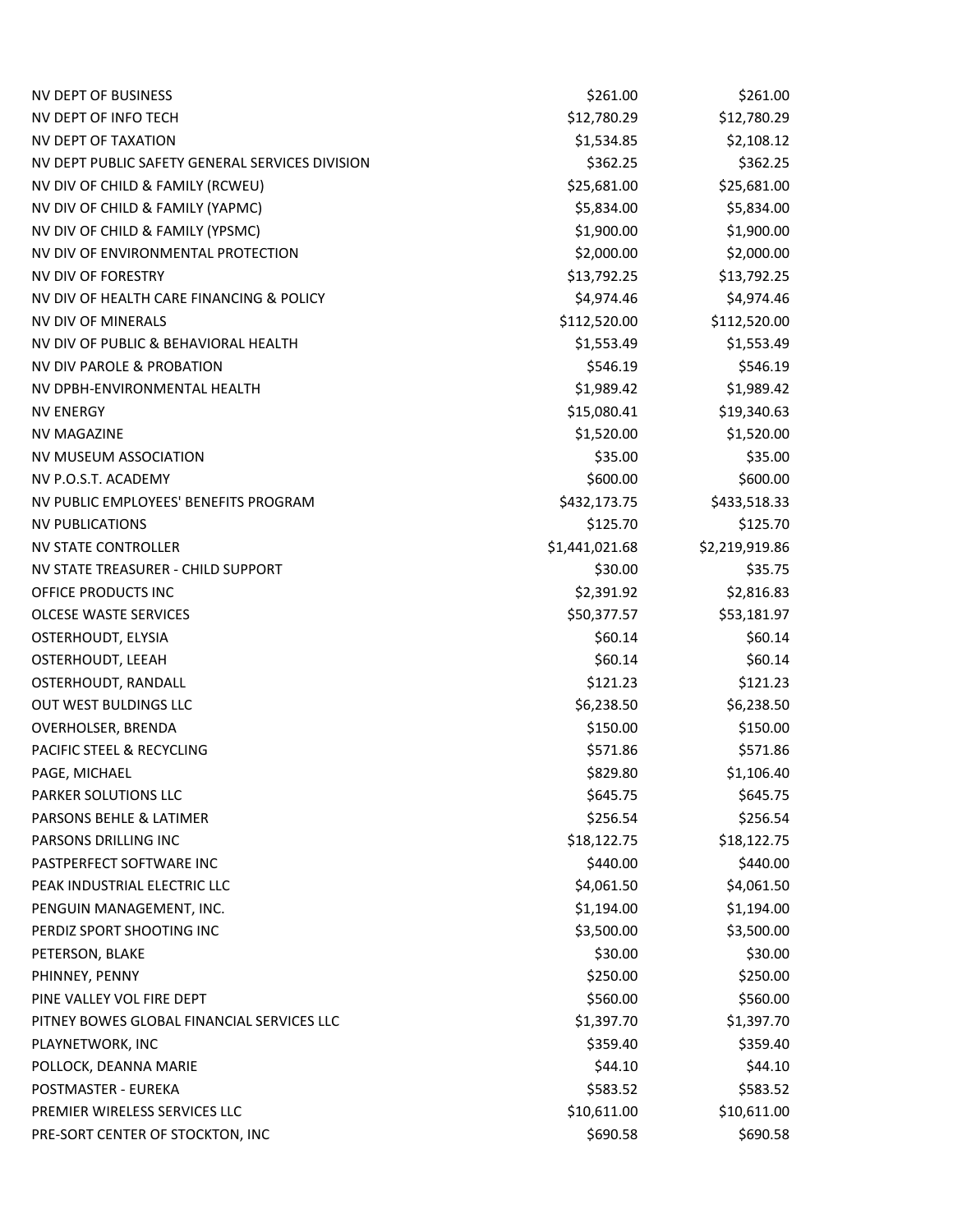| | | |
|---|---|---|
| NV DEPT OF BUSINESS | $261.00 | $261.00 |
| NV DEPT OF INFO TECH | $12,780.29 | $12,780.29 |
| NV DEPT OF TAXATION | $1,534.85 | $2,108.12 |
| NV DEPT PUBLIC SAFETY GENERAL SERVICES DIVISION | $362.25 | $362.25 |
| NV DIV OF CHILD & FAMILY (RCWEU) | $25,681.00 | $25,681.00 |
| NV DIV OF CHILD & FAMILY (YAPMC) | $5,834.00 | $5,834.00 |
| NV DIV OF CHILD & FAMILY (YPSMC) | $1,900.00 | $1,900.00 |
| NV DIV OF ENVIRONMENTAL PROTECTION | $2,000.00 | $2,000.00 |
| NV DIV OF FORESTRY | $13,792.25 | $13,792.25 |
| NV DIV OF HEALTH CARE FINANCING & POLICY | $4,974.46 | $4,974.46 |
| NV DIV OF MINERALS | $112,520.00 | $112,520.00 |
| NV DIV OF PUBLIC & BEHAVIORAL HEALTH | $1,553.49 | $1,553.49 |
| NV DIV PAROLE & PROBATION | $546.19 | $546.19 |
| NV DPBH-ENVIRONMENTAL HEALTH | $1,989.42 | $1,989.42 |
| NV ENERGY | $15,080.41 | $19,340.63 |
| NV MAGAZINE | $1,520.00 | $1,520.00 |
| NV MUSEUM ASSOCIATION | $35.00 | $35.00 |
| NV P.O.S.T. ACADEMY | $600.00 | $600.00 |
| NV PUBLIC EMPLOYEES' BENEFITS PROGRAM | $432,173.75 | $433,518.33 |
| NV PUBLICATIONS | $125.70 | $125.70 |
| NV STATE CONTROLLER | $1,441,021.68 | $2,219,919.86 |
| NV STATE TREASURER - CHILD SUPPORT | $30.00 | $35.75 |
| OFFICE PRODUCTS INC | $2,391.92 | $2,816.83 |
| OLCESE WASTE SERVICES | $50,377.57 | $53,181.97 |
| OSTERHOUDT, ELYSIA | $60.14 | $60.14 |
| OSTERHOUDT, LEEAH | $60.14 | $60.14 |
| OSTERHOUDT, RANDALL | $121.23 | $121.23 |
| OUT WEST BULDINGS LLC | $6,238.50 | $6,238.50 |
| OVERHOLSER, BRENDA | $150.00 | $150.00 |
| PACIFIC STEEL & RECYCLING | $571.86 | $571.86 |
| PAGE, MICHAEL | $829.80 | $1,106.40 |
| PARKER SOLUTIONS LLC | $645.75 | $645.75 |
| PARSONS BEHLE & LATIMER | $256.54 | $256.54 |
| PARSONS DRILLING INC | $18,122.75 | $18,122.75 |
| PASTPERFECT SOFTWARE INC | $440.00 | $440.00 |
| PEAK INDUSTRIAL ELECTRIC LLC | $4,061.50 | $4,061.50 |
| PENGUIN MANAGEMENT, INC. | $1,194.00 | $1,194.00 |
| PERDIZ SPORT SHOOTING INC | $3,500.00 | $3,500.00 |
| PETERSON, BLAKE | $30.00 | $30.00 |
| PHINNEY, PENNY | $250.00 | $250.00 |
| PINE VALLEY VOL FIRE DEPT | $560.00 | $560.00 |
| PITNEY BOWES GLOBAL FINANCIAL SERVICES LLC | $1,397.70 | $1,397.70 |
| PLAYNETWORK, INC | $359.40 | $359.40 |
| POLLOCK, DEANNA MARIE | $44.10 | $44.10 |
| POSTMASTER - EUREKA | $583.52 | $583.52 |
| PREMIER WIRELESS SERVICES LLC | $10,611.00 | $10,611.00 |
| PRE-SORT CENTER OF STOCKTON, INC | $690.58 | $690.58 |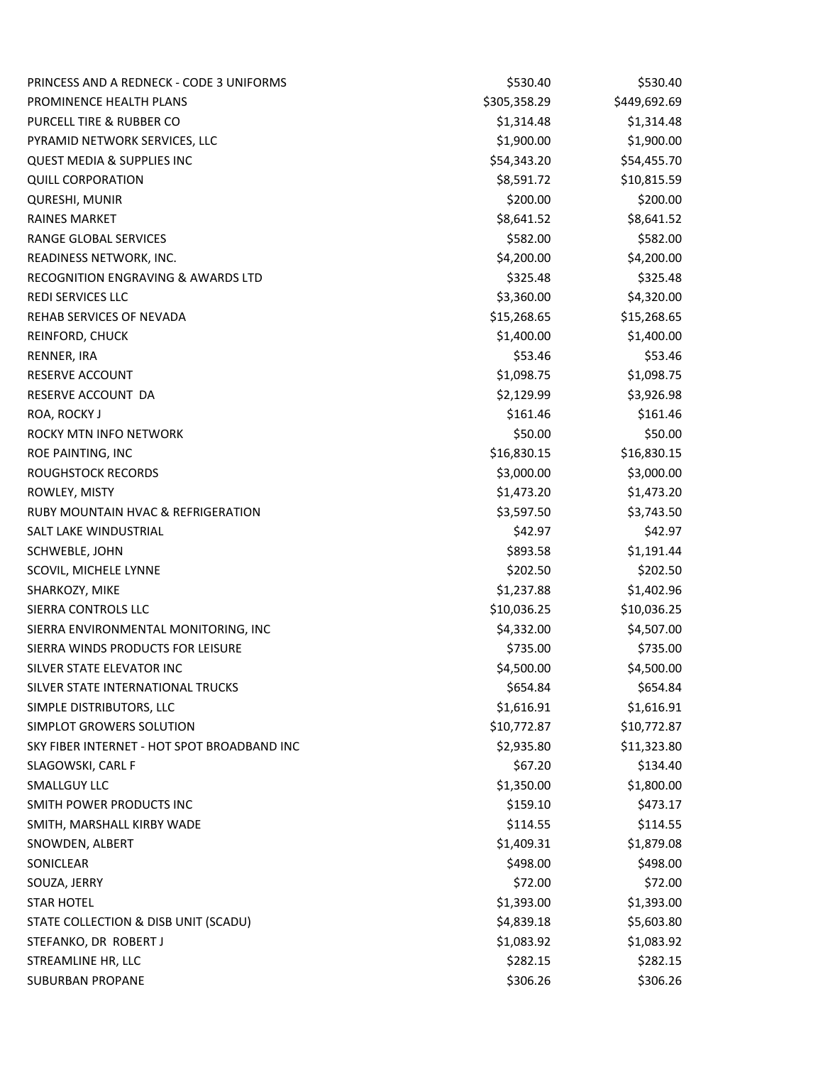| | | |
|---|---|---|
| PRINCESS AND A REDNECK - CODE 3 UNIFORMS | $530.40 | $530.40 |
| PROMINENCE HEALTH PLANS | $305,358.29 | $449,692.69 |
| PURCELL TIRE & RUBBER CO | $1,314.48 | $1,314.48 |
| PYRAMID NETWORK SERVICES, LLC | $1,900.00 | $1,900.00 |
| QUEST MEDIA & SUPPLIES INC | $54,343.20 | $54,455.70 |
| QUILL CORPORATION | $8,591.72 | $10,815.59 |
| QURESHI, MUNIR | $200.00 | $200.00 |
| RAINES MARKET | $8,641.52 | $8,641.52 |
| RANGE GLOBAL SERVICES | $582.00 | $582.00 |
| READINESS NETWORK, INC. | $4,200.00 | $4,200.00 |
| RECOGNITION ENGRAVING & AWARDS LTD | $325.48 | $325.48 |
| REDI SERVICES LLC | $3,360.00 | $4,320.00 |
| REHAB SERVICES OF NEVADA | $15,268.65 | $15,268.65 |
| REINFORD, CHUCK | $1,400.00 | $1,400.00 |
| RENNER, IRA | $53.46 | $53.46 |
| RESERVE ACCOUNT | $1,098.75 | $1,098.75 |
| RESERVE ACCOUNT DA | $2,129.99 | $3,926.98 |
| ROA, ROCKY J | $161.46 | $161.46 |
| ROCKY MTN INFO NETWORK | $50.00 | $50.00 |
| ROE PAINTING, INC | $16,830.15 | $16,830.15 |
| ROUGHSTOCK RECORDS | $3,000.00 | $3,000.00 |
| ROWLEY, MISTY | $1,473.20 | $1,473.20 |
| RUBY MOUNTAIN HVAC & REFRIGERATION | $3,597.50 | $3,743.50 |
| SALT LAKE WINDUSTRIAL | $42.97 | $42.97 |
| SCHWEBLE, JOHN | $893.58 | $1,191.44 |
| SCOVIL, MICHELE LYNNE | $202.50 | $202.50 |
| SHARKOZY, MIKE | $1,237.88 | $1,402.96 |
| SIERRA CONTROLS LLC | $10,036.25 | $10,036.25 |
| SIERRA ENVIRONMENTAL MONITORING, INC | $4,332.00 | $4,507.00 |
| SIERRA WINDS PRODUCTS FOR LEISURE | $735.00 | $735.00 |
| SILVER STATE ELEVATOR INC | $4,500.00 | $4,500.00 |
| SILVER STATE INTERNATIONAL TRUCKS | $654.84 | $654.84 |
| SIMPLE DISTRIBUTORS, LLC | $1,616.91 | $1,616.91 |
| SIMPLOT GROWERS SOLUTION | $10,772.87 | $10,772.87 |
| SKY FIBER INTERNET - HOT SPOT BROADBAND INC | $2,935.80 | $11,323.80 |
| SLAGOWSKI, CARL F | $67.20 | $134.40 |
| SMALLGUY LLC | $1,350.00 | $1,800.00 |
| SMITH POWER PRODUCTS INC | $159.10 | $473.17 |
| SMITH, MARSHALL KIRBY WADE | $114.55 | $114.55 |
| SNOWDEN, ALBERT | $1,409.31 | $1,879.08 |
| SONICLEAR | $498.00 | $498.00 |
| SOUZA, JERRY | $72.00 | $72.00 |
| STAR HOTEL | $1,393.00 | $1,393.00 |
| STATE COLLECTION & DISB UNIT (SCADU) | $4,839.18 | $5,603.80 |
| STEFANKO, DR ROBERT J | $1,083.92 | $1,083.92 |
| STREAMLINE HR, LLC | $282.15 | $282.15 |
| SUBURBAN PROPANE | $306.26 | $306.26 |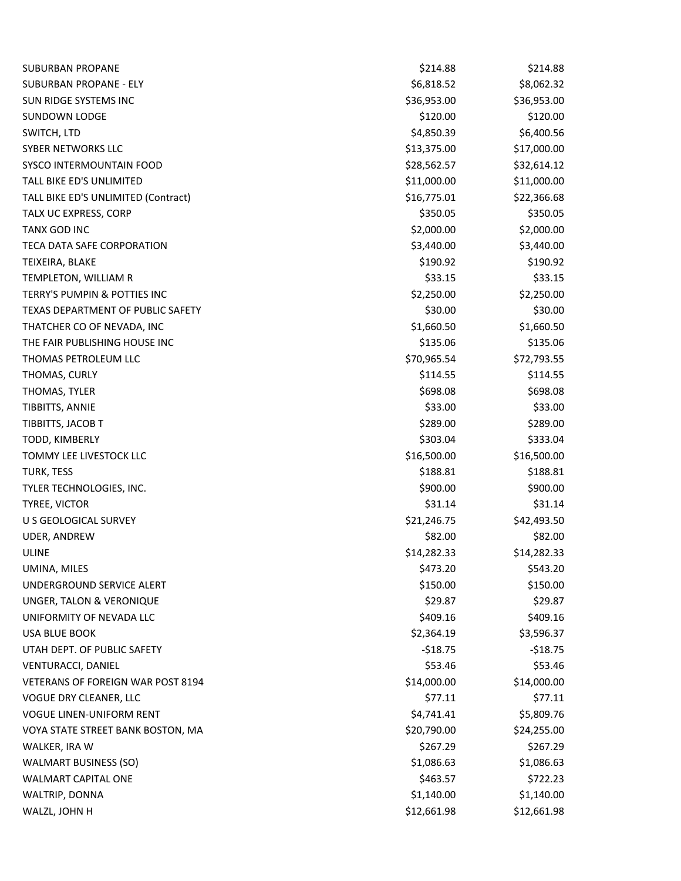| | | |
|---|---|---|
| SUBURBAN PROPANE | $214.88 | $214.88 |
| SUBURBAN PROPANE - ELY | $6,818.52 | $8,062.32 |
| SUN RIDGE SYSTEMS INC | $36,953.00 | $36,953.00 |
| SUNDOWN LODGE | $120.00 | $120.00 |
| SWITCH, LTD | $4,850.39 | $6,400.56 |
| SYBER NETWORKS LLC | $13,375.00 | $17,000.00 |
| SYSCO INTERMOUNTAIN FOOD | $28,562.57 | $32,614.12 |
| TALL BIKE ED'S UNLIMITED | $11,000.00 | $11,000.00 |
| TALL BIKE ED'S UNLIMITED (Contract) | $16,775.01 | $22,366.68 |
| TALX UC EXPRESS, CORP | $350.05 | $350.05 |
| TANX GOD INC | $2,000.00 | $2,000.00 |
| TECA DATA SAFE CORPORATION | $3,440.00 | $3,440.00 |
| TEIXEIRA, BLAKE | $190.92 | $190.92 |
| TEMPLETON, WILLIAM R | $33.15 | $33.15 |
| TERRY'S PUMPIN & POTTIES INC | $2,250.00 | $2,250.00 |
| TEXAS DEPARTMENT OF PUBLIC SAFETY | $30.00 | $30.00 |
| THATCHER CO OF NEVADA, INC | $1,660.50 | $1,660.50 |
| THE FAIR PUBLISHING HOUSE INC | $135.06 | $135.06 |
| THOMAS PETROLEUM LLC | $70,965.54 | $72,793.55 |
| THOMAS, CURLY | $114.55 | $114.55 |
| THOMAS, TYLER | $698.08 | $698.08 |
| TIBBITTS, ANNIE | $33.00 | $33.00 |
| TIBBITTS, JACOB T | $289.00 | $289.00 |
| TODD, KIMBERLY | $303.04 | $333.04 |
| TOMMY LEE LIVESTOCK LLC | $16,500.00 | $16,500.00 |
| TURK, TESS | $188.81 | $188.81 |
| TYLER TECHNOLOGIES, INC. | $900.00 | $900.00 |
| TYREE, VICTOR | $31.14 | $31.14 |
| U S GEOLOGICAL SURVEY | $21,246.75 | $42,493.50 |
| UDER, ANDREW | $82.00 | $82.00 |
| ULINE | $14,282.33 | $14,282.33 |
| UMINA, MILES | $473.20 | $543.20 |
| UNDERGROUND SERVICE ALERT | $150.00 | $150.00 |
| UNGER, TALON & VERONIQUE | $29.87 | $29.87 |
| UNIFORMITY OF NEVADA LLC | $409.16 | $409.16 |
| USA BLUE BOOK | $2,364.19 | $3,596.37 |
| UTAH DEPT. OF PUBLIC SAFETY | -$18.75 | -$18.75 |
| VENTURACCI, DANIEL | $53.46 | $53.46 |
| VETERANS OF FOREIGN WAR POST 8194 | $14,000.00 | $14,000.00 |
| VOGUE DRY CLEANER, LLC | $77.11 | $77.11 |
| VOGUE LINEN-UNIFORM RENT | $4,741.41 | $5,809.76 |
| VOYA STATE STREET BANK BOSTON, MA | $20,790.00 | $24,255.00 |
| WALKER, IRA W | $267.29 | $267.29 |
| WALMART BUSINESS (SO) | $1,086.63 | $1,086.63 |
| WALMART CAPITAL ONE | $463.57 | $722.23 |
| WALTRIP, DONNA | $1,140.00 | $1,140.00 |
| WALZL, JOHN H | $12,661.98 | $12,661.98 |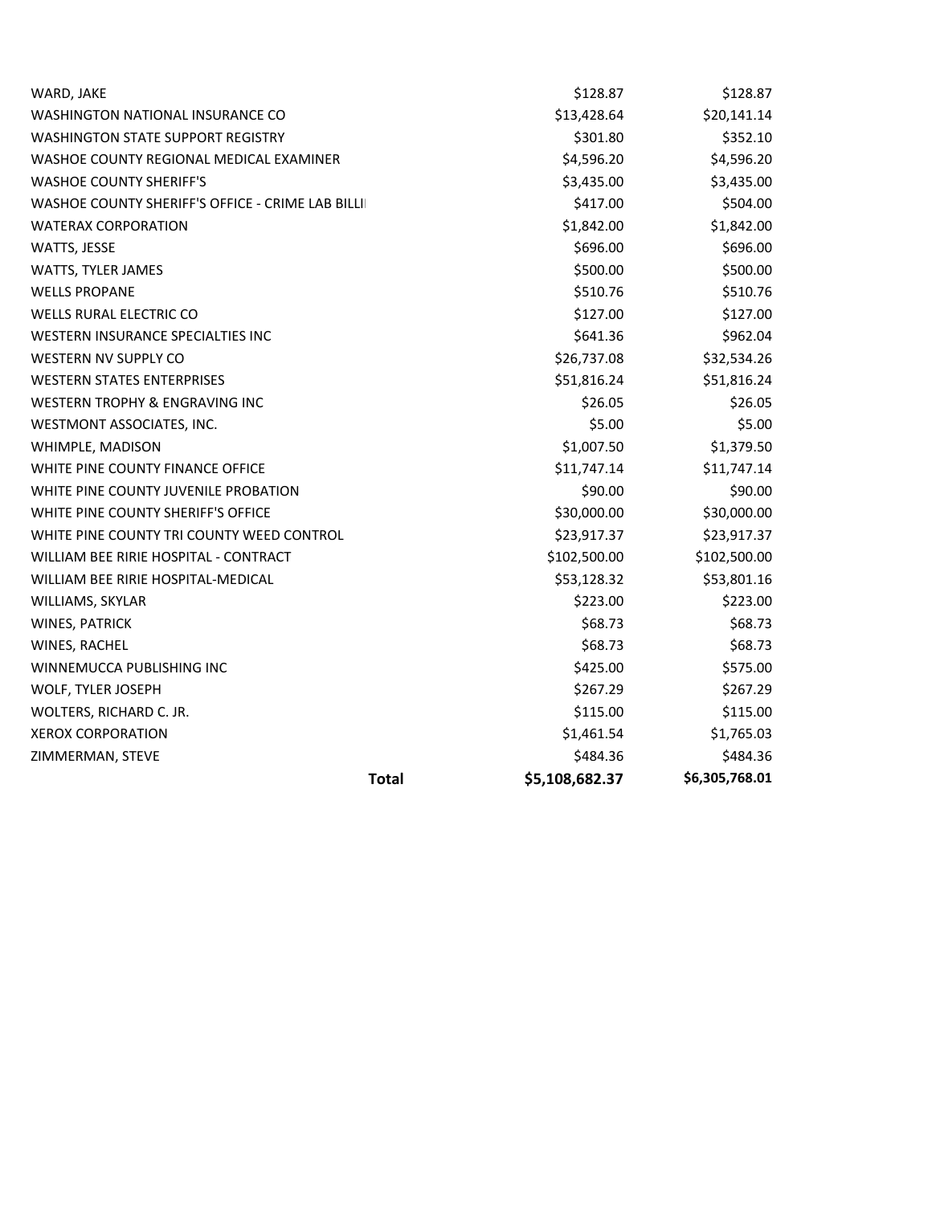| | | |
|---|---|---|
| WARD, JAKE | $128.87 | $128.87 |
| WASHINGTON NATIONAL INSURANCE CO | $13,428.64 | $20,141.14 |
| WASHINGTON STATE SUPPORT REGISTRY | $301.80 | $352.10 |
| WASHOE COUNTY REGIONAL MEDICAL EXAMINER | $4,596.20 | $4,596.20 |
| WASHOE COUNTY SHERIFF'S | $3,435.00 | $3,435.00 |
| WASHOE COUNTY SHERIFF'S OFFICE - CRIME LAB BILLI | $417.00 | $504.00 |
| WATERAX CORPORATION | $1,842.00 | $1,842.00 |
| WATTS, JESSE | $696.00 | $696.00 |
| WATTS, TYLER JAMES | $500.00 | $500.00 |
| WELLS PROPANE | $510.76 | $510.76 |
| WELLS RURAL ELECTRIC CO | $127.00 | $127.00 |
| WESTERN INSURANCE SPECIALTIES INC | $641.36 | $962.04 |
| WESTERN NV SUPPLY CO | $26,737.08 | $32,534.26 |
| WESTERN STATES ENTERPRISES | $51,816.24 | $51,816.24 |
| WESTERN TROPHY & ENGRAVING INC | $26.05 | $26.05 |
| WESTMONT ASSOCIATES, INC. | $5.00 | $5.00 |
| WHIMPLE, MADISON | $1,007.50 | $1,379.50 |
| WHITE PINE COUNTY FINANCE OFFICE | $11,747.14 | $11,747.14 |
| WHITE PINE COUNTY JUVENILE PROBATION | $90.00 | $90.00 |
| WHITE PINE COUNTY SHERIFF'S OFFICE | $30,000.00 | $30,000.00 |
| WHITE PINE COUNTY TRI COUNTY WEED CONTROL | $23,917.37 | $23,917.37 |
| WILLIAM BEE RIRIE HOSPITAL - CONTRACT | $102,500.00 | $102,500.00 |
| WILLIAM BEE RIRIE HOSPITAL-MEDICAL | $53,128.32 | $53,801.16 |
| WILLIAMS, SKYLAR | $223.00 | $223.00 |
| WINES, PATRICK | $68.73 | $68.73 |
| WINES, RACHEL | $68.73 | $68.73 |
| WINNEMUCCA PUBLISHING INC | $425.00 | $575.00 |
| WOLF, TYLER JOSEPH | $267.29 | $267.29 |
| WOLTERS, RICHARD C. JR. | $115.00 | $115.00 |
| XEROX CORPORATION | $1,461.54 | $1,765.03 |
| ZIMMERMAN, STEVE | $484.36 | $484.36 |
| **Total** | **$5,108,682.37** | **$6,305,768.01** |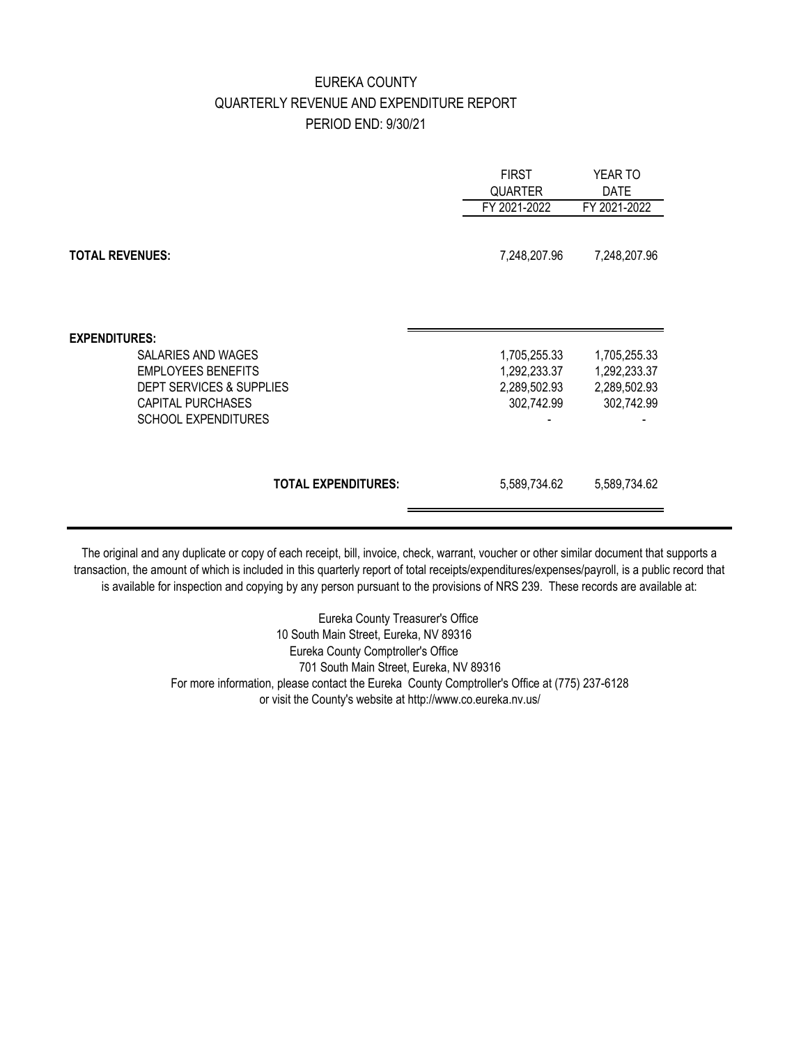# EUREKA COUNTY

## QUARTERLY REVENUE AND EXPENDITURE REPORT

## PERIOD END: 9/30/21

| | FIRST QUARTER FY 2021-2022 | YEAR TO DATE FY 2021-2022 |
|---|---|---|
| **TOTAL REVENUES:** | 7,248,207.96 | 7,248,207.96 |
| **EXPENDITURES:** | | |
| SALARIES AND WAGES | 1,705,255.33 | 1,705,255.33 |
| EMPLOYEES BENEFITS | 1,292,233.37 | 1,292,233.37 |
| DEPT SERVICES & SUPPLIES | 2,289,502.93 | 2,289,502.93 |
| CAPITAL PURCHASES | 302,742.99 | 302,742.99 |
| SCHOOL EXPENDITURES | - | - |
| **TOTAL EXPENDITURES:** | 5,589,734.62 | 5,589,734.62 |

The original and any duplicate or copy of each receipt, bill, invoice, check, warrant, voucher or other similar document that supports a transaction, the amount of which is included in this quarterly report of total receipts/expenditures/expenses/payroll, is a public record that is available for inspection and copying by any person pursuant to the provisions of NRS 239. These records are available at:

Eureka County Treasurer's Office
10 South Main Street, Eureka, NV 89316
Eureka County Comptroller's Office
701 South Main Street, Eureka, NV 89316
For more information, please contact the Eureka County Comptroller's Office at (775) 237-6128
or visit the County's website at http://www.co.eureka.nv.us/